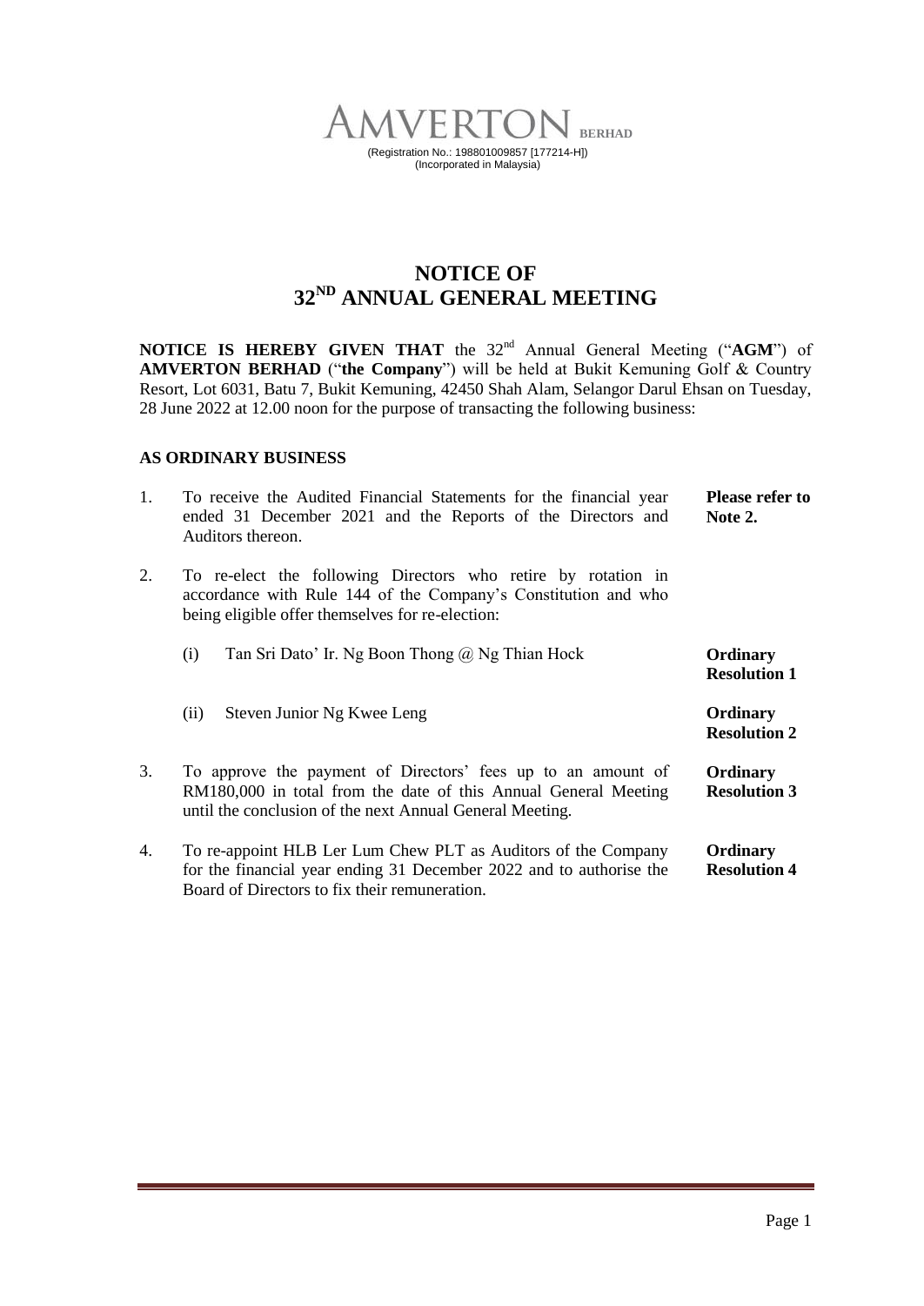**AMVERTON BERHAD**

(Registration No.: 198801009857 [177214-H])
(Incorporated in Malaysia)

# NOTICE OF 32ND ANNUAL GENERAL MEETING

**NOTICE IS HEREBY GIVEN THAT** the 32nd Annual General Meeting ("**AGM**") of **AMVERTON BERHAD** ("**the Company**") will be held at Bukit Kemuning Golf & Country Resort, Lot 6031, Batu 7, Bukit Kemuning, 42450 Shah Alam, Selangor Darul Ehsan on Tuesday, 28 June 2022 at 12.00 noon for the purpose of transacting the following business:

## AS ORDINARY BUSINESS

1. To receive the Audited Financial Statements for the financial year ended 31 December 2021 and the Reports of the Directors and Auditors thereon. — **Please refer to Note 2.**

2. To re-elect the following Directors who retire by rotation in accordance with Rule 144 of the Company's Constitution and who being eligible offer themselves for re-election:

   (i) Tan Sri Dato' Ir. Ng Boon Thong @ Ng Thian Hock — **Ordinary Resolution 1**

   (ii) Steven Junior Ng Kwee Leng — **Ordinary Resolution 2**

3. To approve the payment of Directors' fees up to an amount of RM180,000 in total from the date of this Annual General Meeting until the conclusion of the next Annual General Meeting. — **Ordinary Resolution 3**

4. To re-appoint HLB Ler Lum Chew PLT as Auditors of the Company for the financial year ending 31 December 2022 and to authorise the Board of Directors to fix their remuneration. — **Ordinary Resolution 4**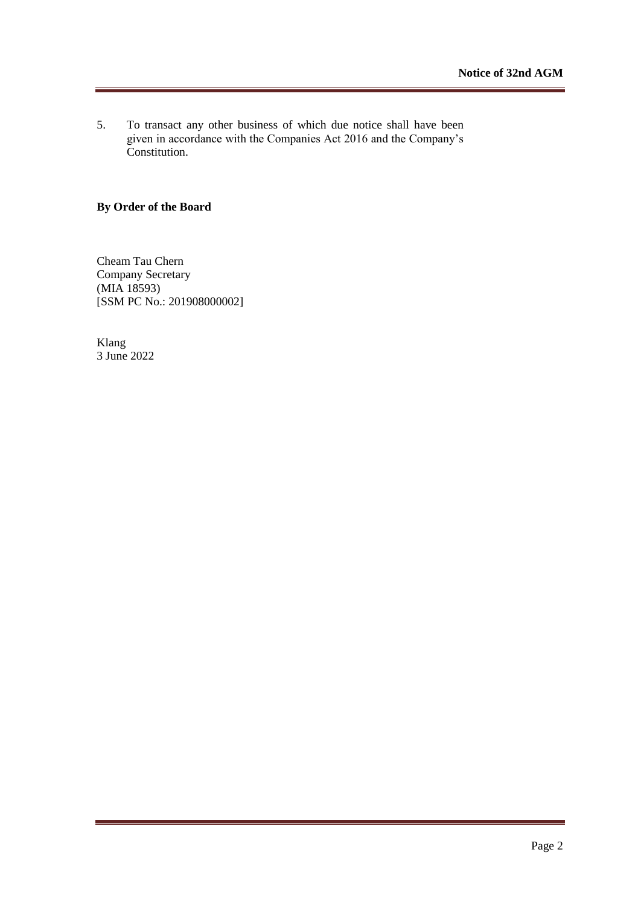5. To transact any other business of which due notice shall have been given in accordance with the Companies Act 2016 and the Company's Constitution.

**By Order of the Board**

Cheam Tau Chern
Company Secretary
(MIA 18593)
[SSM PC No.: 201908000002]

Klang
3 June 2022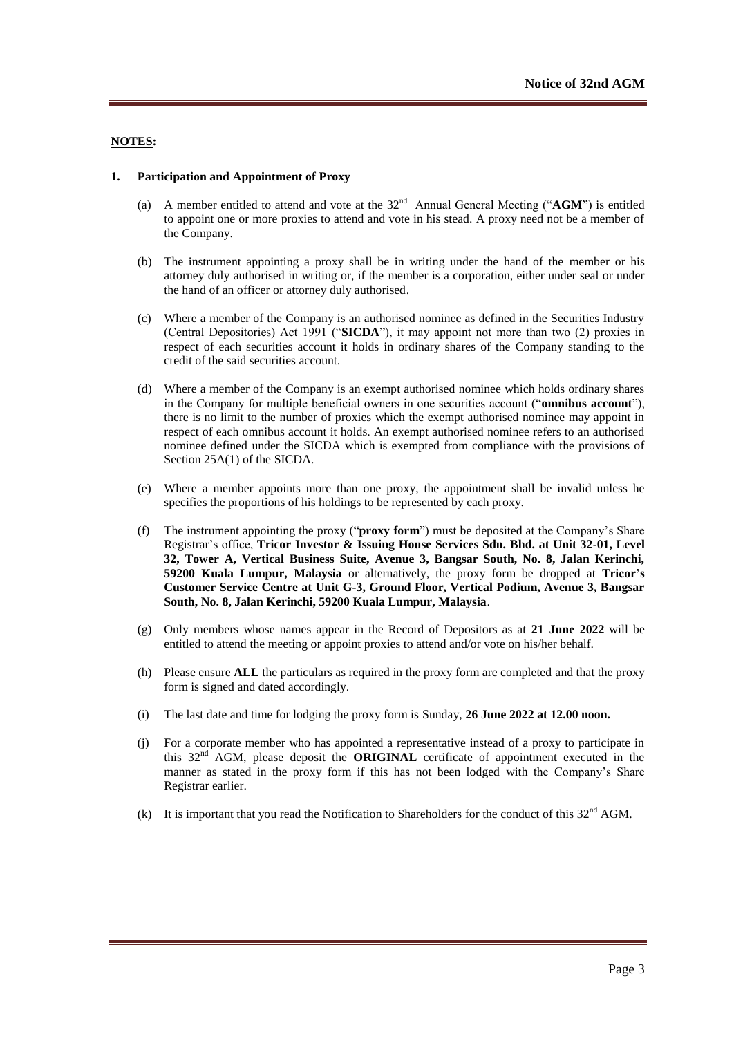**NOTES:**

**1. Participation and Appointment of Proxy**

(a) A member entitled to attend and vote at the 32nd Annual General Meeting ("**AGM**") is entitled to appoint one or more proxies to attend and vote in his stead. A proxy need not be a member of the Company.

(b) The instrument appointing a proxy shall be in writing under the hand of the member or his attorney duly authorised in writing or, if the member is a corporation, either under seal or under the hand of an officer or attorney duly authorised.

(c) Where a member of the Company is an authorised nominee as defined in the Securities Industry (Central Depositories) Act 1991 ("**SICDA**"), it may appoint not more than two (2) proxies in respect of each securities account it holds in ordinary shares of the Company standing to the credit of the said securities account.

(d) Where a member of the Company is an exempt authorised nominee which holds ordinary shares in the Company for multiple beneficial owners in one securities account ("**omnibus account**"), there is no limit to the number of proxies which the exempt authorised nominee may appoint in respect of each omnibus account it holds. An exempt authorised nominee refers to an authorised nominee defined under the SICDA which is exempted from compliance with the provisions of Section 25A(1) of the SICDA.

(e) Where a member appoints more than one proxy, the appointment shall be invalid unless he specifies the proportions of his holdings to be represented by each proxy.

(f) The instrument appointing the proxy ("**proxy form**") must be deposited at the Company's Share Registrar's office, **Tricor Investor & Issuing House Services Sdn. Bhd. at Unit 32-01, Level 32, Tower A, Vertical Business Suite, Avenue 3, Bangsar South, No. 8, Jalan Kerinchi, 59200 Kuala Lumpur, Malaysia** or alternatively, the proxy form be dropped at **Tricor's Customer Service Centre at Unit G-3, Ground Floor, Vertical Podium, Avenue 3, Bangsar South, No. 8, Jalan Kerinchi, 59200 Kuala Lumpur, Malaysia**.

(g) Only members whose names appear in the Record of Depositors as at **21 June 2022** will be entitled to attend the meeting or appoint proxies to attend and/or vote on his/her behalf.

(h) Please ensure **ALL** the particulars as required in the proxy form are completed and that the proxy form is signed and dated accordingly.

(i) The last date and time for lodging the proxy form is Sunday, **26 June 2022 at 12.00 noon.**

(j) For a corporate member who has appointed a representative instead of a proxy to participate in this 32nd AGM, please deposit the **ORIGINAL** certificate of appointment executed in the manner as stated in the proxy form if this has not been lodged with the Company's Share Registrar earlier.

(k) It is important that you read the Notification to Shareholders for the conduct of this 32nd AGM.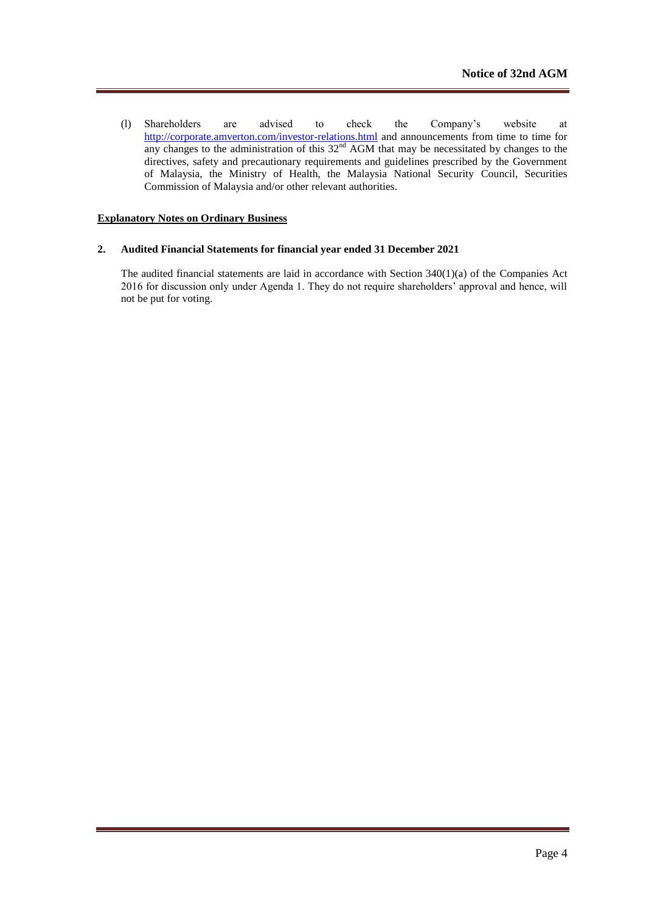(l) Shareholders are advised to check the Company's website at http://corporate.amverton.com/investor-relations.html and announcements from time to time for any changes to the administration of this 32nd AGM that may be necessitated by changes to the directives, safety and precautionary requirements and guidelines prescribed by the Government of Malaysia, the Ministry of Health, the Malaysia National Security Council, Securities Commission of Malaysia and/or other relevant authorities.

**Explanatory Notes on Ordinary Business**

**2. Audited Financial Statements for financial year ended 31 December 2021**

The audited financial statements are laid in accordance with Section 340(1)(a) of the Companies Act 2016 for discussion only under Agenda 1. They do not require shareholders' approval and hence, will not be put for voting.